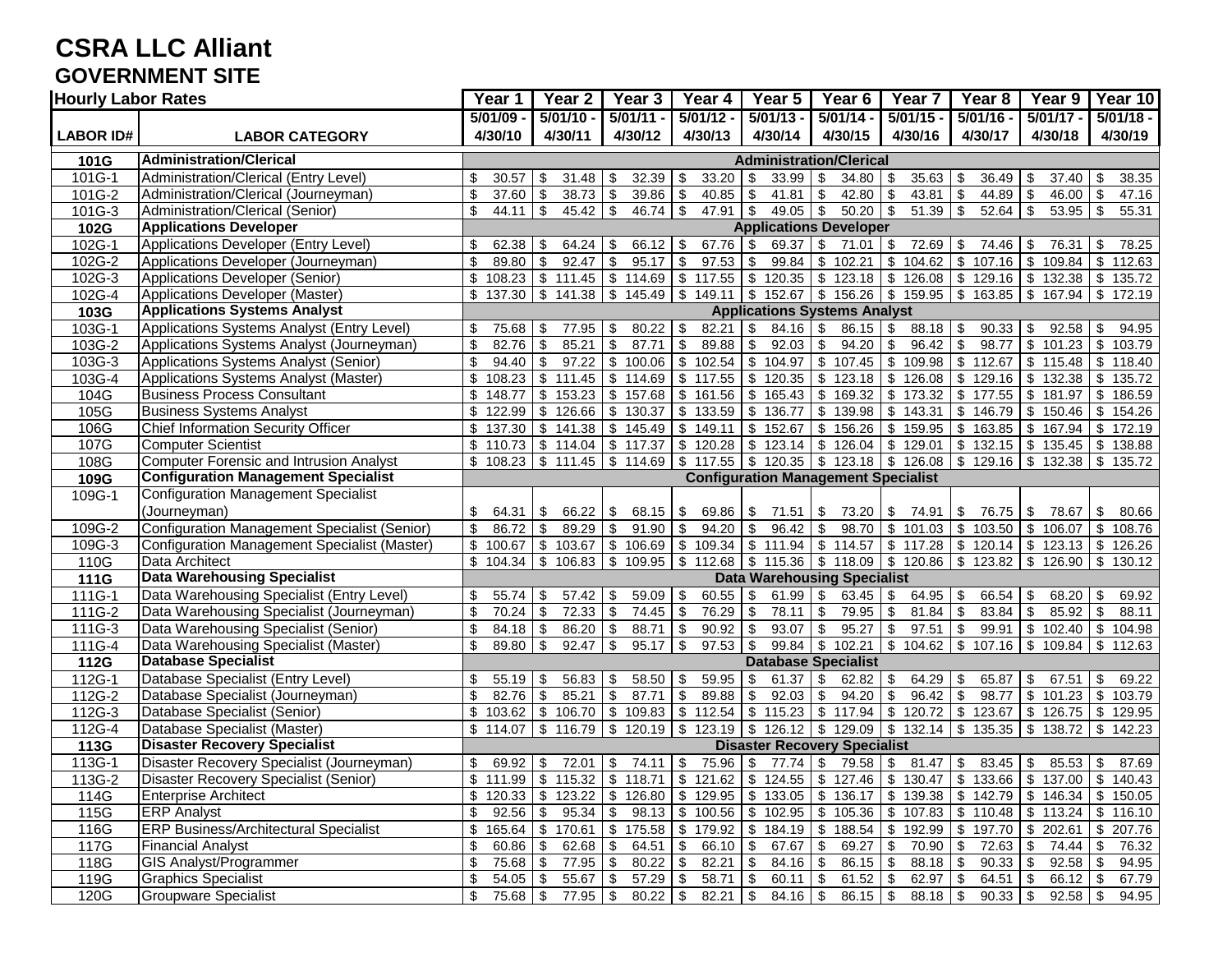# CSRA LLC Alliant

## GOVERNMENT SITE

| Hourly Labor Rates | | Year 1 | Year 2 | Year 3 | Year 4 | Year 5 | Year 6 | Year 7 | Year 8 | Year 9 | Year 10 |
|---|---|---|---|---|---|---|---|---|---|---|---|
| LABOR ID# | LABOR CATEGORY | 5/01/09 - 4/30/10 | 5/01/10 - 4/30/11 | 5/01/11 - 4/30/12 | 5/01/12 - 4/30/13 | 5/01/13 - 4/30/14 | 5/01/14 - 4/30/15 | 5/01/15 - 4/30/16 | 5/01/16 - 4/30/17 | 5/01/17 - 4/30/18 | 5/01/18 - 4/30/19 |
| **101G** | **Administration/Clerical** | **Administration/Clerical** | | | | | | | | | |
| 101G-1 | Administration/Clerical (Entry Level) | $ 30.57 | $ 31.48 | $ 32.39 | $ 33.20 | $ 33.99 | $ 34.80 | $ 35.63 | $ 36.49 | $ 37.40 | $ 38.35 |
| 101G-2 | Administration/Clerical (Journeyman) | $ 37.60 | $ 38.73 | $ 39.86 | $ 40.85 | $ 41.81 | $ 42.80 | $ 43.81 | $ 44.89 | $ 46.00 | $ 47.16 |
| 101G-3 | Administration/Clerical (Senior) | $ 44.11 | $ 45.42 | $ 46.74 | $ 47.91 | $ 49.05 | $ 50.20 | $ 51.39 | $ 52.64 | $ 53.95 | $ 55.31 |
| **102G** | **Applications Developer** | **Applications Developer** | | | | | | | | | |
| 102G-1 | Applications Developer (Entry Level) | $ 62.38 | $ 64.24 | $ 66.12 | $ 67.76 | $ 69.37 | $ 71.01 | $ 72.69 | $ 74.46 | $ 76.31 | $ 78.25 |
| 102G-2 | Applications Developer (Journeyman) | $ 89.80 | $ 92.47 | $ 95.17 | $ 97.53 | $ 99.84 | $ 102.21 | $ 104.62 | $ 107.16 | $ 109.84 | $ 112.63 |
| 102G-3 | Applications Developer (Senior) | $ 108.23 | $ 111.45 | $ 114.69 | $ 117.55 | $ 120.35 | $ 123.18 | $ 126.08 | $ 129.16 | $ 132.38 | $ 135.72 |
| 102G-4 | Applications Developer (Master) | $ 137.30 | $ 141.38 | $ 145.49 | $ 149.11 | $ 152.67 | $ 156.26 | $ 159.95 | $ 163.85 | $ 167.94 | $ 172.19 |
| **103G** | **Applications Systems Analyst** | **Applications Systems Analyst** | | | | | | | | | |
| 103G-1 | Applications Systems Analyst (Entry Level) | $ 75.68 | $ 77.95 | $ 80.22 | $ 82.21 | $ 84.16 | $ 86.15 | $ 88.18 | $ 90.33 | $ 92.58 | $ 94.95 |
| 103G-2 | Applications Systems Analyst (Journeyman) | $ 82.76 | $ 85.21 | $ 87.71 | $ 89.88 | $ 92.03 | $ 94.20 | $ 96.42 | $ 98.77 | $ 101.23 | $ 103.79 |
| 103G-3 | Applications Systems Analyst (Senior) | $ 94.40 | $ 97.22 | $ 100.06 | $ 102.54 | $ 104.97 | $ 107.45 | $ 109.98 | $ 112.67 | $ 115.48 | $ 118.40 |
| 103G-4 | Applications Systems Analyst (Master) | $ 108.23 | $ 111.45 | $ 114.69 | $ 117.55 | $ 120.35 | $ 123.18 | $ 126.08 | $ 129.16 | $ 132.38 | $ 135.72 |
| 104G | Business Process Consultant | $ 148.77 | $ 153.23 | $ 157.68 | $ 161.56 | $ 165.43 | $ 169.32 | $ 173.32 | $ 177.55 | $ 181.97 | $ 186.59 |
| 105G | Business Systems Analyst | $ 122.99 | $ 126.66 | $ 130.37 | $ 133.59 | $ 136.77 | $ 139.98 | $ 143.31 | $ 146.79 | $ 150.46 | $ 154.26 |
| 106G | Chief Information Security Officer | $ 137.30 | $ 141.38 | $ 145.49 | $ 149.11 | $ 152.67 | $ 156.26 | $ 159.95 | $ 163.85 | $ 167.94 | $ 172.19 |
| 107G | Computer Scientist | $ 110.73 | $ 114.04 | $ 117.37 | $ 120.28 | $ 123.14 | $ 126.04 | $ 129.01 | $ 132.15 | $ 135.45 | $ 138.88 |
| 108G | Computer Forensic and Intrusion Analyst | $ 108.23 | $ 111.45 | $ 114.69 | $ 117.55 | $ 120.35 | $ 123.18 | $ 126.08 | $ 129.16 | $ 132.38 | $ 135.72 |
| **109G** | **Configuration Management Specialist** | **Configuration Management Specialist** | | | | | | | | | |
| 109G-1 | Configuration Management Specialist (Journeyman) | $ 64.31 | $ 66.22 | $ 68.15 | $ 69.86 | $ 71.51 | $ 73.20 | $ 74.91 | $ 76.75 | $ 78.67 | $ 80.66 |
| 109G-2 | Configuration Management Specialist (Senior) | $ 86.72 | $ 89.29 | $ 91.90 | $ 94.20 | $ 96.42 | $ 98.70 | $ 101.03 | $ 103.50 | $ 106.07 | $ 108.76 |
| 109G-3 | Configuration Management Specialist (Master) | $ 100.67 | $ 103.67 | $ 106.69 | $ 109.34 | $ 111.94 | $ 114.57 | $ 117.28 | $ 120.14 | $ 123.13 | $ 126.26 |
| 110G | Data Architect | $ 104.34 | $ 106.83 | $ 109.95 | $ 112.68 | $ 115.36 | $ 118.09 | $ 120.86 | $ 123.82 | $ 126.90 | $ 130.12 |
| **111G** | **Data Warehousing Specialist** | **Data Warehousing Specialist** | | | | | | | | | |
| 111G-1 | Data Warehousing Specialist (Entry Level) | $ 55.74 | $ 57.42 | $ 59.09 | $ 60.55 | $ 61.99 | $ 63.45 | $ 64.95 | $ 66.54 | $ 68.20 | $ 69.92 |
| 111G-2 | Data Warehousing Specialist (Journeyman) | $ 70.24 | $ 72.33 | $ 74.45 | $ 76.29 | $ 78.11 | $ 79.95 | $ 81.84 | $ 83.84 | $ 85.92 | $ 88.11 |
| 111G-3 | Data Warehousing Specialist (Senior) | $ 84.18 | $ 86.20 | $ 88.71 | $ 90.92 | $ 93.07 | $ 95.27 | $ 97.51 | $ 99.91 | $ 102.40 | $ 104.98 |
| 111G-4 | Data Warehousing Specialist (Master) | $ 89.80 | $ 92.47 | $ 95.17 | $ 97.53 | $ 99.84 | $ 102.21 | $ 104.62 | $ 107.16 | $ 109.84 | $ 112.63 |
| **112G** | **Database Specialist** | **Database Specialist** | | | | | | | | | |
| 112G-1 | Database Specialist (Entry Level) | $ 55.19 | $ 56.83 | $ 58.50 | $ 59.95 | $ 61.37 | $ 62.82 | $ 64.29 | $ 65.87 | $ 67.51 | $ 69.22 |
| 112G-2 | Database Specialist (Journeyman) | $ 82.76 | $ 85.21 | $ 87.71 | $ 89.88 | $ 92.03 | $ 94.20 | $ 96.42 | $ 98.77 | $ 101.23 | $ 103.79 |
| 112G-3 | Database Specialist (Senior) | $ 103.62 | $ 106.70 | $ 109.83 | $ 112.54 | $ 115.23 | $ 117.94 | $ 120.72 | $ 123.67 | $ 126.75 | $ 129.95 |
| 112G-4 | Database Specialist (Master) | $ 114.07 | $ 116.79 | $ 120.19 | $ 123.19 | $ 126.12 | $ 129.09 | $ 132.14 | $ 135.35 | $ 138.72 | $ 142.23 |
| **113G** | **Disaster Recovery Specialist** | **Disaster Recovery Specialist** | | | | | | | | | |
| 113G-1 | Disaster Recovery Specialist (Journeyman) | $ 69.92 | $ 72.01 | $ 74.11 | $ 75.96 | $ 77.74 | $ 79.58 | $ 81.47 | $ 83.45 | $ 85.53 | $ 87.69 |
| 113G-2 | Disaster Recovery Specialist (Senior) | $ 111.99 | $ 115.32 | $ 118.71 | $ 121.62 | $ 124.55 | $ 127.46 | $ 130.47 | $ 133.66 | $ 137.00 | $ 140.43 |
| 114G | Enterprise Architect | $ 120.33 | $ 123.22 | $ 126.80 | $ 129.95 | $ 133.05 | $ 136.17 | $ 139.38 | $ 142.79 | $ 146.34 | $ 150.05 |
| 115G | ERP Analyst | $ 92.56 | $ 95.34 | $ 98.13 | $ 100.56 | $ 102.95 | $ 105.36 | $ 107.83 | $ 110.48 | $ 113.24 | $ 116.10 |
| 116G | ERP Business/Architectural Specialist | $ 165.64 | $ 170.61 | $ 175.58 | $ 179.92 | $ 184.19 | $ 188.54 | $ 192.99 | $ 197.70 | $ 202.61 | $ 207.76 |
| 117G | Financial Analyst | $ 60.86 | $ 62.68 | $ 64.51 | $ 66.10 | $ 67.67 | $ 69.27 | $ 70.90 | $ 72.63 | $ 74.44 | $ 76.32 |
| 118G | GIS Analyst/Programmer | $ 75.68 | $ 77.95 | $ 80.22 | $ 82.21 | $ 84.16 | $ 86.15 | $ 88.18 | $ 90.33 | $ 92.58 | $ 94.95 |
| 119G | Graphics Specialist | $ 54.05 | $ 55.67 | $ 57.29 | $ 58.71 | $ 60.11 | $ 61.52 | $ 62.97 | $ 64.51 | $ 66.12 | $ 67.79 |
| 120G | Groupware Specialist | $ 75.68 | $ 77.95 | $ 80.22 | $ 82.21 | $ 84.16 | $ 86.15 | $ 88.18 | $ 90.33 | $ 92.58 | $ 94.95 |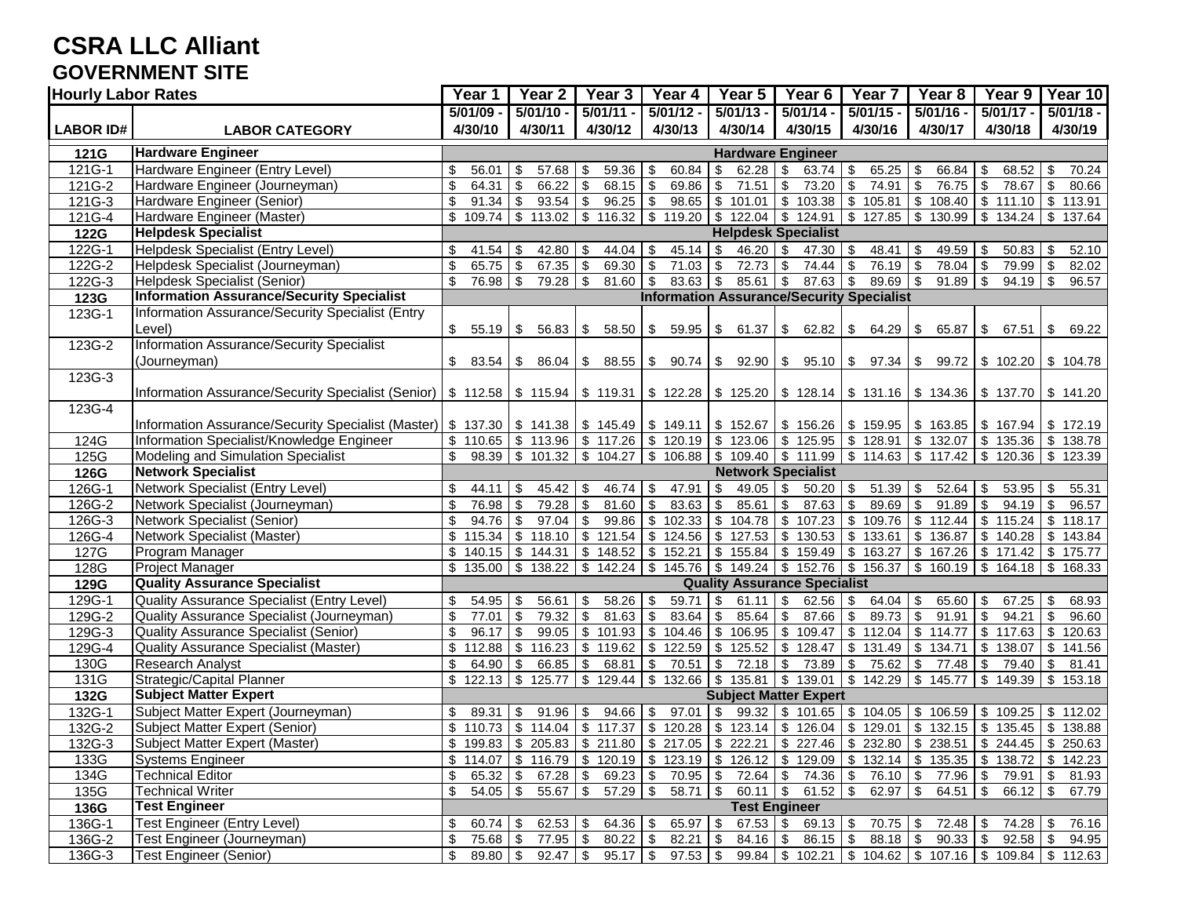# CSRA LLC Alliant

## GOVERNMENT SITE

| Hourly Labor Rates | | Year 1 | Year 2 | Year 3 | Year 4 | Year 5 | Year 6 | Year 7 | Year 8 | Year 9 | Year 10 |
|---|---|---|---|---|---|---|---|---|---|---|---|
| LABOR ID# | LABOR CATEGORY | 5/01/09 - 4/30/10 | 5/01/10 - 4/30/11 | 5/01/11 - 4/30/12 | 5/01/12 - 4/30/13 | 5/01/13 - 4/30/14 | 5/01/14 - 4/30/15 | 5/01/15 - 4/30/16 | 5/01/16 - 4/30/17 | 5/01/17 - 4/30/18 | 5/01/18 - 4/30/19 |
| **121G** | **Hardware Engineer** | **Hardware Engineer** | | | | | | | | | |
| 121G-1 | Hardware Engineer (Entry Level) | $ 56.01 | $ 57.68 | $ 59.36 | $ 60.84 | $ 62.28 | $ 63.74 | $ 65.25 | $ 66.84 | $ 68.52 | $ 70.24 |
| 121G-2 | Hardware Engineer (Journeyman) | $ 64.31 | $ 66.22 | $ 68.15 | $ 69.86 | $ 71.51 | $ 73.20 | $ 74.91 | $ 76.75 | $ 78.67 | $ 80.66 |
| 121G-3 | Hardware Engineer (Senior) | $ 91.34 | $ 93.54 | $ 96.25 | $ 98.65 | $ 101.01 | $ 103.38 | $ 105.81 | $ 108.40 | $ 111.10 | $ 113.91 |
| 121G-4 | Hardware Engineer (Master) | $ 109.74 | $ 113.02 | $ 116.32 | $ 119.20 | $ 122.04 | $ 124.91 | $ 127.85 | $ 130.99 | $ 134.24 | $ 137.64 |
| **122G** | **Helpdesk Specialist** | **Helpdesk Specialist** | | | | | | | | | |
| 122G-1 | Helpdesk Specialist (Entry Level) | $ 41.54 | $ 42.80 | $ 44.04 | $ 45.14 | $ 46.20 | $ 47.30 | $ 48.41 | $ 49.59 | $ 50.83 | $ 52.10 |
| 122G-2 | Helpdesk Specialist (Journeyman) | $ 65.75 | $ 67.35 | $ 69.30 | $ 71.03 | $ 72.73 | $ 74.44 | $ 76.19 | $ 78.04 | $ 79.99 | $ 82.02 |
| 122G-3 | Helpdesk Specialist (Senior) | $ 76.98 | $ 79.28 | $ 81.60 | $ 83.63 | $ 85.61 | $ 87.63 | $ 89.69 | $ 91.89 | $ 94.19 | $ 96.57 |
| **123G** | **Information Assurance/Security Specialist** | **Information Assurance/Security Specialist** | | | | | | | | | |
| 123G-1 | Information Assurance/Security Specialist (Entry Level) | $ 55.19 | $ 56.83 | $ 58.50 | $ 59.95 | $ 61.37 | $ 62.82 | $ 64.29 | $ 65.87 | $ 67.51 | $ 69.22 |
| 123G-2 | Information Assurance/Security Specialist (Journeyman) | $ 83.54 | $ 86.04 | $ 88.55 | $ 90.74 | $ 92.90 | $ 95.10 | $ 97.34 | $ 99.72 | $ 102.20 | $ 104.78 |
| 123G-3 | Information Assurance/Security Specialist (Senior) | $ 112.58 | $ 115.94 | $ 119.31 | $ 122.28 | $ 125.20 | $ 128.14 | $ 131.16 | $ 134.36 | $ 137.70 | $ 141.20 |
| 123G-4 | Information Assurance/Security Specialist (Master) | $ 137.30 | $ 141.38 | $ 145.49 | $ 149.11 | $ 152.67 | $ 156.26 | $ 159.95 | $ 163.85 | $ 167.94 | $ 172.19 |
| 124G | Information Specialist/Knowledge Engineer | $ 110.65 | $ 113.96 | $ 117.26 | $ 120.19 | $ 123.06 | $ 125.95 | $ 128.91 | $ 132.07 | $ 135.36 | $ 138.78 |
| 125G | Modeling and Simulation Specialist | $ 98.39 | $ 101.32 | $ 104.27 | $ 106.88 | $ 109.40 | $ 111.99 | $ 114.63 | $ 117.42 | $ 120.36 | $ 123.39 |
| **126G** | **Network Specialist** | **Network Specialist** | | | | | | | | | |
| 126G-1 | Network Specialist (Entry Level) | $ 44.11 | $ 45.42 | $ 46.74 | $ 47.91 | $ 49.05 | $ 50.20 | $ 51.39 | $ 52.64 | $ 53.95 | $ 55.31 |
| 126G-2 | Network Specialist (Journeyman) | $ 76.98 | $ 79.28 | $ 81.60 | $ 83.63 | $ 85.61 | $ 87.63 | $ 89.69 | $ 91.89 | $ 94.19 | $ 96.57 |
| 126G-3 | Network Specialist (Senior) | $ 94.76 | $ 97.04 | $ 99.86 | $ 102.33 | $ 104.78 | $ 107.23 | $ 109.76 | $ 112.44 | $ 115.24 | $ 118.17 |
| 126G-4 | Network Specialist (Master) | $ 115.34 | $ 118.10 | $ 121.54 | $ 124.56 | $ 127.53 | $ 130.53 | $ 133.61 | $ 136.87 | $ 140.28 | $ 143.84 |
| 127G | Program Manager | $ 140.15 | $ 144.31 | $ 148.52 | $ 152.21 | $ 155.84 | $ 159.49 | $ 163.27 | $ 167.26 | $ 171.42 | $ 175.77 |
| 128G | Project Manager | $ 135.00 | $ 138.22 | $ 142.24 | $ 145.76 | $ 149.24 | $ 152.76 | $ 156.37 | $ 160.19 | $ 164.18 | $ 168.33 |
| **129G** | **Quality Assurance Specialist** | **Quality Assurance Specialist** | | | | | | | | | |
| 129G-1 | Quality Assurance Specialist (Entry Level) | $ 54.95 | $ 56.61 | $ 58.26 | $ 59.71 | $ 61.11 | $ 62.56 | $ 64.04 | $ 65.60 | $ 67.25 | $ 68.93 |
| 129G-2 | Quality Assurance Specialist (Journeyman) | $ 77.01 | $ 79.32 | $ 81.63 | $ 83.64 | $ 85.64 | $ 87.66 | $ 89.73 | $ 91.91 | $ 94.21 | $ 96.60 |
| 129G-3 | Quality Assurance Specialist (Senior) | $ 96.17 | $ 99.05 | $ 101.93 | $ 104.46 | $ 106.95 | $ 109.47 | $ 112.04 | $ 114.77 | $ 117.63 | $ 120.63 |
| 129G-4 | Quality Assurance Specialist (Master) | $ 112.88 | $ 116.23 | $ 119.62 | $ 122.59 | $ 125.52 | $ 128.47 | $ 131.49 | $ 134.71 | $ 138.07 | $ 141.56 |
| 130G | Research Analyst | $ 64.90 | $ 66.85 | $ 68.81 | $ 70.51 | $ 72.18 | $ 73.89 | $ 75.62 | $ 77.48 | $ 79.40 | $ 81.41 |
| 131G | Strategic/Capital Planner | $ 122.13 | $ 125.77 | $ 129.44 | $ 132.66 | $ 135.81 | $ 139.01 | $ 142.29 | $ 145.77 | $ 149.39 | $ 153.18 |
| **132G** | **Subject Matter Expert** | **Subject Matter Expert** | | | | | | | | | |
| 132G-1 | Subject Matter Expert (Journeyman) | $ 89.31 | $ 91.96 | $ 94.66 | $ 97.01 | $ 99.32 | $ 101.65 | $ 104.05 | $ 106.59 | $ 109.25 | $ 112.02 |
| 132G-2 | Subject Matter Expert (Senior) | $ 110.73 | $ 114.04 | $ 117.37 | $ 120.28 | $ 123.14 | $ 126.04 | $ 129.01 | $ 132.15 | $ 135.45 | $ 138.88 |
| 132G-3 | Subject Matter Expert (Master) | $ 199.83 | $ 205.83 | $ 211.80 | $ 217.05 | $ 222.21 | $ 227.46 | $ 232.80 | $ 238.51 | $ 244.45 | $ 250.63 |
| 133G | Systems Engineer | $ 114.07 | $ 116.79 | $ 120.19 | $ 123.19 | $ 126.12 | $ 129.09 | $ 132.14 | $ 135.35 | $ 138.72 | $ 142.23 |
| 134G | Technical Editor | $ 65.32 | $ 67.28 | $ 69.23 | $ 70.95 | $ 72.64 | $ 74.36 | $ 76.10 | $ 77.96 | $ 79.91 | $ 81.93 |
| 135G | Technical Writer | $ 54.05 | $ 55.67 | $ 57.29 | $ 58.71 | $ 60.11 | $ 61.52 | $ 62.97 | $ 64.51 | $ 66.12 | $ 67.79 |
| **136G** | **Test Engineer** | **Test Engineer** | | | | | | | | | |
| 136G-1 | Test Engineer (Entry Level) | $ 60.74 | $ 62.53 | $ 64.36 | $ 65.97 | $ 67.53 | $ 69.13 | $ 70.75 | $ 72.48 | $ 74.28 | $ 76.16 |
| 136G-2 | Test Engineer (Journeyman) | $ 75.68 | $ 77.95 | $ 80.22 | $ 82.21 | $ 84.16 | $ 86.15 | $ 88.18 | $ 90.33 | $ 92.58 | $ 94.95 |
| 136G-3 | Test Engineer (Senior) | $ 89.80 | $ 92.47 | $ 95.17 | $ 97.53 | $ 99.84 | $ 102.21 | $ 104.62 | $ 107.16 | $ 109.84 | $ 112.63 |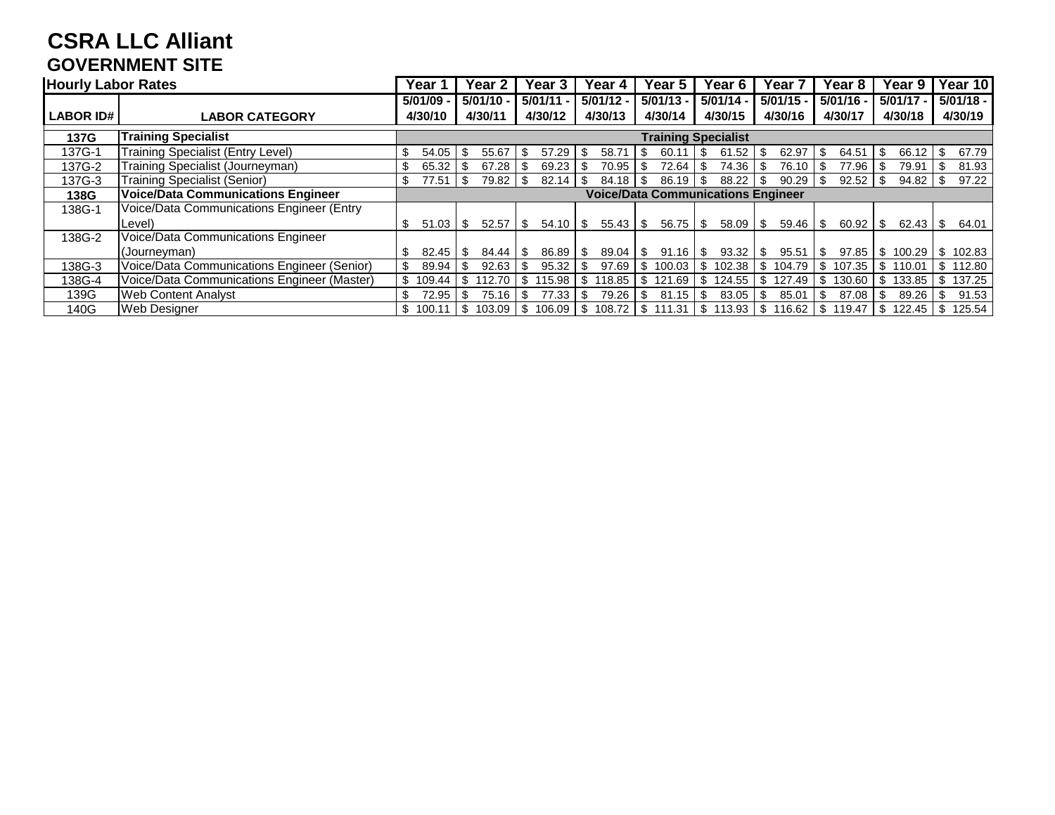# CSRA LLC Alliant

## GOVERNMENT SITE

| Hourly Labor Rates | | Year 1 | Year 2 | Year 3 | Year 4 | Year 5 | Year 6 | Year 7 | Year 8 | Year 9 | Year 10 |
|---|---|---|---|---|---|---|---|---|---|---|---|
| **LABOR ID#** | **LABOR CATEGORY** | **5/01/09 - 4/30/10** | **5/01/10 - 4/30/11** | **5/01/11 - 4/30/12** | **5/01/12 - 4/30/13** | **5/01/13 - 4/30/14** | **5/01/14 - 4/30/15** | **5/01/15 - 4/30/16** | **5/01/16 - 4/30/17** | **5/01/17 - 4/30/18** | **5/01/18 - 4/30/19** |
| **137G** | **Training Specialist** | **Training Specialist** | | | | | | | | | |
| 137G-1 | Training Specialist (Entry Level) | $ 54.05 | $ 55.67 | $ 57.29 | $ 58.71 | $ 60.11 | $ 61.52 | $ 62.97 | $ 64.51 | $ 66.12 | $ 67.79 |
| 137G-2 | Training Specialist (Journeyman) | $ 65.32 | $ 67.28 | $ 69.23 | $ 70.95 | $ 72.64 | $ 74.36 | $ 76.10 | $ 77.96 | $ 79.91 | $ 81.93 |
| 137G-3 | Training Specialist (Senior) | $ 77.51 | $ 79.82 | $ 82.14 | $ 84.18 | $ 86.19 | $ 88.22 | $ 90.29 | $ 92.52 | $ 94.82 | $ 97.22 |
| **138G** | **Voice/Data Communications Engineer** | **Voice/Data Communications Engineer** | | | | | | | | | |
| 138G-1 | Voice/Data Communications Engineer (Entry Level) | $ 51.03 | $ 52.57 | $ 54.10 | $ 55.43 | $ 56.75 | $ 58.09 | $ 59.46 | $ 60.92 | $ 62.43 | $ 64.01 |
| 138G-2 | Voice/Data Communications Engineer (Journeyman) | $ 82.45 | $ 84.44 | $ 86.89 | $ 89.04 | $ 91.16 | $ 93.32 | $ 95.51 | $ 97.85 | $ 100.29 | $ 102.83 |
| 138G-3 | Voice/Data Communications Engineer (Senior) | $ 89.94 | $ 92.63 | $ 95.32 | $ 97.69 | $ 100.03 | $ 102.38 | $ 104.79 | $ 107.35 | $ 110.01 | $ 112.80 |
| 138G-4 | Voice/Data Communications Engineer (Master) | $ 109.44 | $ 112.70 | $ 115.98 | $ 118.85 | $ 121.69 | $ 124.55 | $ 127.49 | $ 130.60 | $ 133.85 | $ 137.25 |
| 139G | Web Content Analyst | $ 72.95 | $ 75.16 | $ 77.33 | $ 79.26 | $ 81.15 | $ 83.05 | $ 85.01 | $ 87.08 | $ 89.26 | $ 91.53 |
| 140G | Web Designer | $ 100.11 | $ 103.09 | $ 106.09 | $ 108.72 | $ 111.31 | $ 113.93 | $ 116.62 | $ 119.47 | $ 122.45 | $ 125.54 |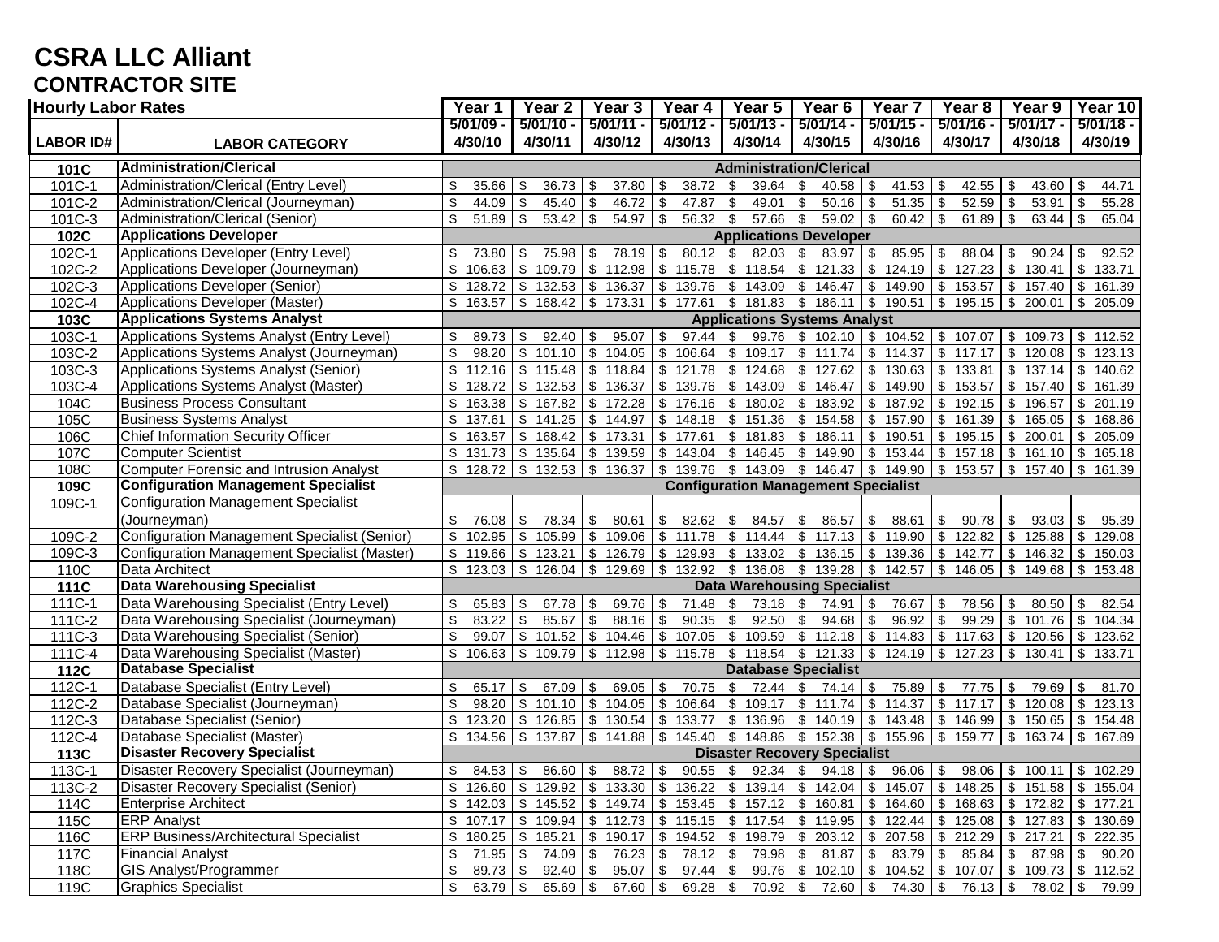# CSRA LLC Alliant

## CONTRACTOR SITE

| Hourly Labor Rates | | Year 1 | Year 2 | Year 3 | Year 4 | Year 5 | Year 6 | Year 7 | Year 8 | Year 9 | Year 10 |
|---|---|---|---|---|---|---|---|---|---|---|---|
| LABOR ID# | LABOR CATEGORY | 5/01/09 - 4/30/10 | 5/01/10 - 4/30/11 | 5/01/11 - 4/30/12 | 5/01/12 - 4/30/13 | 5/01/13 - 4/30/14 | 5/01/14 - 4/30/15 | 5/01/15 - 4/30/16 | 5/01/16 - 4/30/17 | 5/01/17 - 4/30/18 | 5/01/18 - 4/30/19 |
| **101C** | **Administration/Clerical** | **Administration/Clerical** | | | | | | | | | |
| 101C-1 | Administration/Clerical (Entry Level) | $ 35.66 | $ 36.73 | $ 37.80 | $ 38.72 | $ 39.64 | $ 40.58 | $ 41.53 | $ 42.55 | $ 43.60 | $ 44.71 |
| 101C-2 | Administration/Clerical (Journeyman) | $ 44.09 | $ 45.40 | $ 46.72 | $ 47.87 | $ 49.01 | $ 50.16 | $ 51.35 | $ 52.59 | $ 53.91 | $ 55.28 |
| 101C-3 | Administration/Clerical (Senior) | $ 51.89 | $ 53.42 | $ 54.97 | $ 56.32 | $ 57.66 | $ 59.02 | $ 60.42 | $ 61.89 | $ 63.44 | $ 65.04 |
| **102C** | **Applications Developer** | **Applications Developer** | | | | | | | | | |
| 102C-1 | Applications Developer (Entry Level) | $ 73.80 | $ 75.98 | $ 78.19 | $ 80.12 | $ 82.03 | $ 83.97 | $ 85.95 | $ 88.04 | $ 90.24 | $ 92.52 |
| 102C-2 | Applications Developer (Journeyman) | $ 106.63 | $ 109.79 | $ 112.98 | $ 115.78 | $ 118.54 | $ 121.33 | $ 124.19 | $ 127.23 | $ 130.41 | $ 133.71 |
| 102C-3 | Applications Developer (Senior) | $ 128.72 | $ 132.53 | $ 136.37 | $ 139.76 | $ 143.09 | $ 146.47 | $ 149.90 | $ 153.57 | $ 157.40 | $ 161.39 |
| 102C-4 | Applications Developer (Master) | $ 163.57 | $ 168.42 | $ 173.31 | $ 177.61 | $ 181.83 | $ 186.11 | $ 190.51 | $ 195.15 | $ 200.01 | $ 205.09 |
| **103C** | **Applications Systems Analyst** | **Applications Systems Analyst** | | | | | | | | | |
| 103C-1 | Applications Systems Analyst (Entry Level) | $ 89.73 | $ 92.40 | $ 95.07 | $ 97.44 | $ 99.76 | $ 102.10 | $ 104.52 | $ 107.07 | $ 109.73 | $ 112.52 |
| 103C-2 | Applications Systems Analyst (Journeyman) | $ 98.20 | $ 101.10 | $ 104.05 | $ 106.64 | $ 109.17 | $ 111.74 | $ 114.37 | $ 117.17 | $ 120.08 | $ 123.13 |
| 103C-3 | Applications Systems Analyst (Senior) | $ 112.16 | $ 115.48 | $ 118.84 | $ 121.78 | $ 124.68 | $ 127.62 | $ 130.63 | $ 133.81 | $ 137.14 | $ 140.62 |
| 103C-4 | Applications Systems Analyst (Master) | $ 128.72 | $ 132.53 | $ 136.37 | $ 139.76 | $ 143.09 | $ 146.47 | $ 149.90 | $ 153.57 | $ 157.40 | $ 161.39 |
| 104C | Business Process Consultant | $ 163.38 | $ 167.82 | $ 172.28 | $ 176.16 | $ 180.02 | $ 183.92 | $ 187.92 | $ 192.15 | $ 196.57 | $ 201.19 |
| 105C | Business Systems Analyst | $ 137.61 | $ 141.25 | $ 144.97 | $ 148.18 | $ 151.36 | $ 154.58 | $ 157.90 | $ 161.39 | $ 165.05 | $ 168.86 |
| 106C | Chief Information Security Officer | $ 163.57 | $ 168.42 | $ 173.31 | $ 177.61 | $ 181.83 | $ 186.11 | $ 190.51 | $ 195.15 | $ 200.01 | $ 205.09 |
| 107C | Computer Scientist | $ 131.73 | $ 135.64 | $ 139.59 | $ 143.04 | $ 146.45 | $ 149.90 | $ 153.44 | $ 157.18 | $ 161.10 | $ 165.18 |
| 108C | Computer Forensic and Intrusion Analyst | $ 128.72 | $ 132.53 | $ 136.37 | $ 139.76 | $ 143.09 | $ 146.47 | $ 149.90 | $ 153.57 | $ 157.40 | $ 161.39 |
| **109C** | **Configuration Management Specialist** | **Configuration Management Specialist** | | | | | | | | | |
| 109C-1 | Configuration Management Specialist (Journeyman) | $ 76.08 | $ 78.34 | $ 80.61 | $ 82.62 | $ 84.57 | $ 86.57 | $ 88.61 | $ 90.78 | $ 93.03 | $ 95.39 |
| 109C-2 | Configuration Management Specialist (Senior) | $ 102.95 | $ 105.99 | $ 109.06 | $ 111.78 | $ 114.44 | $ 117.13 | $ 119.90 | $ 122.82 | $ 125.88 | $ 129.08 |
| 109C-3 | Configuration Management Specialist (Master) | $ 119.66 | $ 123.21 | $ 126.79 | $ 129.93 | $ 133.02 | $ 136.15 | $ 139.36 | $ 142.77 | $ 146.32 | $ 150.03 |
| 110C | Data Architect | $ 123.03 | $ 126.04 | $ 129.69 | $ 132.92 | $ 136.08 | $ 139.28 | $ 142.57 | $ 146.05 | $ 149.68 | $ 153.48 |
| **111C** | **Data Warehousing Specialist** | **Data Warehousing Specialist** | | | | | | | | | |
| 111C-1 | Data Warehousing Specialist (Entry Level) | $ 65.83 | $ 67.78 | $ 69.76 | $ 71.48 | $ 73.18 | $ 74.91 | $ 76.67 | $ 78.56 | $ 80.50 | $ 82.54 |
| 111C-2 | Data Warehousing Specialist (Journeyman) | $ 83.22 | $ 85.67 | $ 88.16 | $ 90.35 | $ 92.50 | $ 94.68 | $ 96.92 | $ 99.29 | $ 101.76 | $ 104.34 |
| 111C-3 | Data Warehousing Specialist (Senior) | $ 99.07 | $ 101.52 | $ 104.46 | $ 107.05 | $ 109.59 | $ 112.18 | $ 114.83 | $ 117.63 | $ 120.56 | $ 123.62 |
| 111C-4 | Data Warehousing Specialist (Master) | $ 106.63 | $ 109.79 | $ 112.98 | $ 115.78 | $ 118.54 | $ 121.33 | $ 124.19 | $ 127.23 | $ 130.41 | $ 133.71 |
| **112C** | **Database Specialist** | **Database Specialist** | | | | | | | | | |
| 112C-1 | Database Specialist (Entry Level) | $ 65.17 | $ 67.09 | $ 69.05 | $ 70.75 | $ 72.44 | $ 74.14 | $ 75.89 | $ 77.75 | $ 79.69 | $ 81.70 |
| 112C-2 | Database Specialist (Journeyman) | $ 98.20 | $ 101.10 | $ 104.05 | $ 106.64 | $ 109.17 | $ 111.74 | $ 114.37 | $ 117.17 | $ 120.08 | $ 123.13 |
| 112C-3 | Database Specialist (Senior) | $ 123.20 | $ 126.85 | $ 130.54 | $ 133.77 | $ 136.96 | $ 140.19 | $ 143.48 | $ 146.99 | $ 150.65 | $ 154.48 |
| 112C-4 | Database Specialist (Master) | $ 134.56 | $ 137.87 | $ 141.88 | $ 145.40 | $ 148.86 | $ 152.38 | $ 155.96 | $ 159.77 | $ 163.74 | $ 167.89 |
| **113C** | **Disaster Recovery Specialist** | **Disaster Recovery Specialist** | | | | | | | | | |
| 113C-1 | Disaster Recovery Specialist (Journeyman) | $ 84.53 | $ 86.60 | $ 88.72 | $ 90.55 | $ 92.34 | $ 94.18 | $ 96.06 | $ 98.06 | $ 100.11 | $ 102.29 |
| 113C-2 | Disaster Recovery Specialist (Senior) | $ 126.60 | $ 129.92 | $ 133.30 | $ 136.22 | $ 139.14 | $ 142.04 | $ 145.07 | $ 148.25 | $ 151.58 | $ 155.04 |
| 114C | Enterprise Architect | $ 142.03 | $ 145.52 | $ 149.74 | $ 153.45 | $ 157.12 | $ 160.81 | $ 164.60 | $ 168.63 | $ 172.82 | $ 177.21 |
| 115C | ERP Analyst | $ 107.17 | $ 109.94 | $ 112.73 | $ 115.15 | $ 117.54 | $ 119.95 | $ 122.44 | $ 125.08 | $ 127.83 | $ 130.69 |
| 116C | ERP Business/Architectural Specialist | $ 180.25 | $ 185.21 | $ 190.17 | $ 194.52 | $ 198.79 | $ 203.12 | $ 207.58 | $ 212.29 | $ 217.21 | $ 222.35 |
| 117C | Financial Analyst | $ 71.95 | $ 74.09 | $ 76.23 | $ 78.12 | $ 79.98 | $ 81.87 | $ 83.79 | $ 85.84 | $ 87.98 | $ 90.20 |
| 118C | GIS Analyst/Programmer | $ 89.73 | $ 92.40 | $ 95.07 | $ 97.44 | $ 99.76 | $ 102.10 | $ 104.52 | $ 107.07 | $ 109.73 | $ 112.52 |
| 119C | Graphics Specialist | $ 63.79 | $ 65.69 | $ 67.60 | $ 69.28 | $ 70.92 | $ 72.60 | $ 74.30 | $ 76.13 | $ 78.02 | $ 79.99 |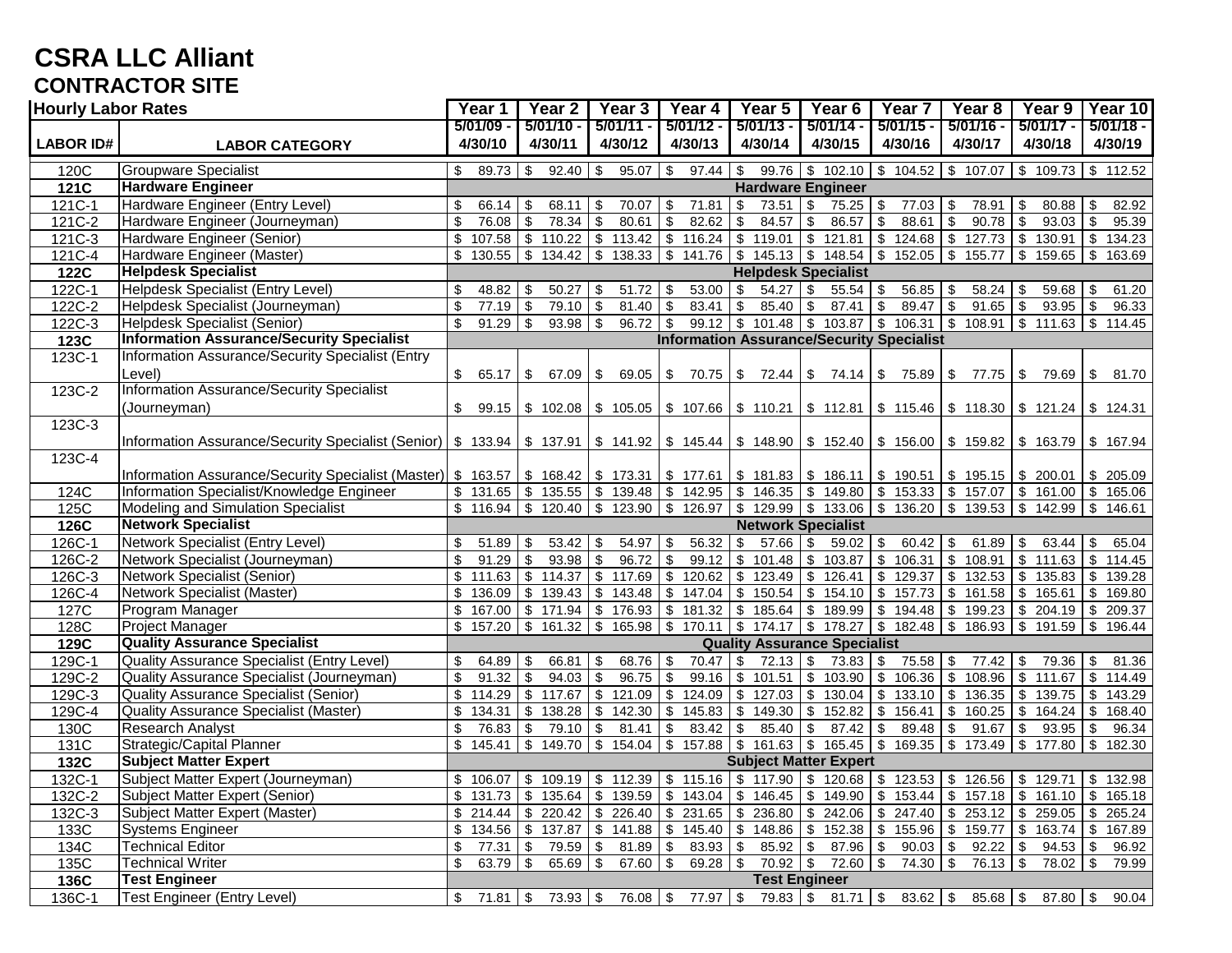# CSRA LLC Alliant

## CONTRACTOR SITE

| Hourly Labor Rates | | Year 1 | Year 2 | Year 3 | Year 4 | Year 5 | Year 6 | Year 7 | Year 8 | Year 9 | Year 10 |
|---|---|---|---|---|---|---|---|---|---|---|---|
| **LABOR ID#** | **LABOR CATEGORY** | 5/01/09 - 4/30/10 | 5/01/10 - 4/30/11 | 5/01/11 - 4/30/12 | 5/01/12 - 4/30/13 | 5/01/13 - 4/30/14 | 5/01/14 - 4/30/15 | 5/01/15 - 4/30/16 | 5/01/16 - 4/30/17 | 5/01/17 - 4/30/18 | 5/01/18 - 4/30/19 |
| 120C | Groupware Specialist | $ 89.73 | $ 92.40 | $ 95.07 | $ 97.44 | $ 99.76 | $ 102.10 | $ 104.52 | $ 107.07 | $ 109.73 | $ 112.52 |
| **121C** | **Hardware Engineer** | | | | | **Hardware Engineer** | | | | | |
| 121C-1 | Hardware Engineer (Entry Level) | $ 66.14 | $ 68.11 | $ 70.07 | $ 71.81 | $ 73.51 | $ 75.25 | $ 77.03 | $ 78.91 | $ 80.88 | $ 82.92 |
| 121C-2 | Hardware Engineer (Journeyman) | $ 76.08 | $ 78.34 | $ 80.61 | $ 82.62 | $ 84.57 | $ 86.57 | $ 88.61 | $ 90.78 | $ 93.03 | $ 95.39 |
| 121C-3 | Hardware Engineer (Senior) | $ 107.58 | $ 110.22 | $ 113.42 | $ 116.24 | $ 119.01 | $ 121.81 | $ 124.68 | $ 127.73 | $ 130.91 | $ 134.23 |
| 121C-4 | Hardware Engineer (Master) | $ 130.55 | $ 134.42 | $ 138.33 | $ 141.76 | $ 145.13 | $ 148.54 | $ 152.05 | $ 155.77 | $ 159.65 | $ 163.69 |
| **122C** | **Helpdesk Specialist** | | | | | **Helpdesk Specialist** | | | | | |
| 122C-1 | Helpdesk Specialist (Entry Level) | $ 48.82 | $ 50.27 | $ 51.72 | $ 53.00 | $ 54.27 | $ 55.54 | $ 56.85 | $ 58.24 | $ 59.68 | $ 61.20 |
| 122C-2 | Helpdesk Specialist (Journeyman) | $ 77.19 | $ 79.10 | $ 81.40 | $ 83.41 | $ 85.40 | $ 87.41 | $ 89.47 | $ 91.65 | $ 93.95 | $ 96.33 |
| 122C-3 | Helpdesk Specialist (Senior) | $ 91.29 | $ 93.98 | $ 96.72 | $ 99.12 | $ 101.48 | $ 103.87 | $ 106.31 | $ 108.91 | $ 111.63 | $ 114.45 |
| **123C** | **Information Assurance/Security Specialist** | | | | | **Information Assurance/Security Specialist** | | | | | |
| 123C-1 | Information Assurance/Security Specialist (Entry Level) | $ 65.17 | $ 67.09 | $ 69.05 | $ 70.75 | $ 72.44 | $ 74.14 | $ 75.89 | $ 77.75 | $ 79.69 | $ 81.70 |
| 123C-2 | Information Assurance/Security Specialist (Journeyman) | $ 99.15 | $ 102.08 | $ 105.05 | $ 107.66 | $ 110.21 | $ 112.81 | $ 115.46 | $ 118.30 | $ 121.24 | $ 124.31 |
| 123C-3 | Information Assurance/Security Specialist (Senior) | $ 133.94 | $ 137.91 | $ 141.92 | $ 145.44 | $ 148.90 | $ 152.40 | $ 156.00 | $ 159.82 | $ 163.79 | $ 167.94 |
| 123C-4 | Information Assurance/Security Specialist (Master) | $ 163.57 | $ 168.42 | $ 173.31 | $ 177.61 | $ 181.83 | $ 186.11 | $ 190.51 | $ 195.15 | $ 200.01 | $ 205.09 |
| 124C | Information Specialist/Knowledge Engineer | $ 131.65 | $ 135.55 | $ 139.48 | $ 142.95 | $ 146.35 | $ 149.80 | $ 153.33 | $ 157.07 | $ 161.00 | $ 165.06 |
| 125C | Modeling and Simulation Specialist | $ 116.94 | $ 120.40 | $ 123.90 | $ 126.97 | $ 129.99 | $ 133.06 | $ 136.20 | $ 139.53 | $ 142.99 | $ 146.61 |
| **126C** | **Network Specialist** | | | | | **Network Specialist** | | | | | |
| 126C-1 | Network Specialist (Entry Level) | $ 51.89 | $ 53.42 | $ 54.97 | $ 56.32 | $ 57.66 | $ 59.02 | $ 60.42 | $ 61.89 | $ 63.44 | $ 65.04 |
| 126C-2 | Network Specialist (Journeyman) | $ 91.29 | $ 93.98 | $ 96.72 | $ 99.12 | $ 101.48 | $ 103.87 | $ 106.31 | $ 108.91 | $ 111.63 | $ 114.45 |
| 126C-3 | Network Specialist (Senior) | $ 111.63 | $ 114.37 | $ 117.69 | $ 120.62 | $ 123.49 | $ 126.41 | $ 129.37 | $ 132.53 | $ 135.83 | $ 139.28 |
| 126C-4 | Network Specialist (Master) | $ 136.09 | $ 139.43 | $ 143.48 | $ 147.04 | $ 150.54 | $ 154.10 | $ 157.73 | $ 161.58 | $ 165.61 | $ 169.80 |
| 127C | Program Manager | $ 167.00 | $ 171.94 | $ 176.93 | $ 181.32 | $ 185.64 | $ 189.99 | $ 194.48 | $ 199.23 | $ 204.19 | $ 209.37 |
| 128C | Project Manager | $ 157.20 | $ 161.32 | $ 165.98 | $ 170.11 | $ 174.17 | $ 178.27 | $ 182.48 | $ 186.93 | $ 191.59 | $ 196.44 |
| **129C** | **Quality Assurance Specialist** | | | | | **Quality Assurance Specialist** | | | | | |
| 129C-1 | Quality Assurance Specialist (Entry Level) | $ 64.89 | $ 66.81 | $ 68.76 | $ 70.47 | $ 72.13 | $ 73.83 | $ 75.58 | $ 77.42 | $ 79.36 | $ 81.36 |
| 129C-2 | Quality Assurance Specialist (Journeyman) | $ 91.32 | $ 94.03 | $ 96.75 | $ 99.16 | $ 101.51 | $ 103.90 | $ 106.36 | $ 108.96 | $ 111.67 | $ 114.49 |
| 129C-3 | Quality Assurance Specialist (Senior) | $ 114.29 | $ 117.67 | $ 121.09 | $ 124.09 | $ 127.03 | $ 130.04 | $ 133.10 | $ 136.35 | $ 139.75 | $ 143.29 |
| 129C-4 | Quality Assurance Specialist (Master) | $ 134.31 | $ 138.28 | $ 142.30 | $ 145.83 | $ 149.30 | $ 152.82 | $ 156.41 | $ 160.25 | $ 164.24 | $ 168.40 |
| 130C | Research Analyst | $ 76.83 | $ 79.10 | $ 81.41 | $ 83.42 | $ 85.40 | $ 87.42 | $ 89.48 | $ 91.67 | $ 93.95 | $ 96.34 |
| 131C | Strategic/Capital Planner | $ 145.41 | $ 149.70 | $ 154.04 | $ 157.88 | $ 161.63 | $ 165.45 | $ 169.35 | $ 173.49 | $ 177.80 | $ 182.30 |
| **132C** | **Subject Matter Expert** | | | | | **Subject Matter Expert** | | | | | |
| 132C-1 | Subject Matter Expert (Journeyman) | $ 106.07 | $ 109.19 | $ 112.39 | $ 115.16 | $ 117.90 | $ 120.68 | $ 123.53 | $ 126.56 | $ 129.71 | $ 132.98 |
| 132C-2 | Subject Matter Expert (Senior) | $ 131.73 | $ 135.64 | $ 139.59 | $ 143.04 | $ 146.45 | $ 149.90 | $ 153.44 | $ 157.18 | $ 161.10 | $ 165.18 |
| 132C-3 | Subject Matter Expert (Master) | $ 214.44 | $ 220.42 | $ 226.40 | $ 231.65 | $ 236.80 | $ 242.06 | $ 247.40 | $ 253.12 | $ 259.05 | $ 265.24 |
| 133C | Systems Engineer | $ 134.56 | $ 137.87 | $ 141.88 | $ 145.40 | $ 148.86 | $ 152.38 | $ 155.96 | $ 159.77 | $ 163.74 | $ 167.89 |
| 134C | Technical Editor | $ 77.31 | $ 79.59 | $ 81.89 | $ 83.93 | $ 85.92 | $ 87.96 | $ 90.03 | $ 92.22 | $ 94.53 | $ 96.92 |
| 135C | Technical Writer | $ 63.79 | $ 65.69 | $ 67.60 | $ 69.28 | $ 70.92 | $ 72.60 | $ 74.30 | $ 76.13 | $ 78.02 | $ 79.99 |
| **136C** | **Test Engineer** | | | | | **Test Engineer** | | | | | |
| 136C-1 | Test Engineer (Entry Level) | $ 71.81 | $ 73.93 | $ 76.08 | $ 77.97 | $ 79.83 | $ 81.71 | $ 83.62 | $ 85.68 | $ 87.80 | $ 90.04 |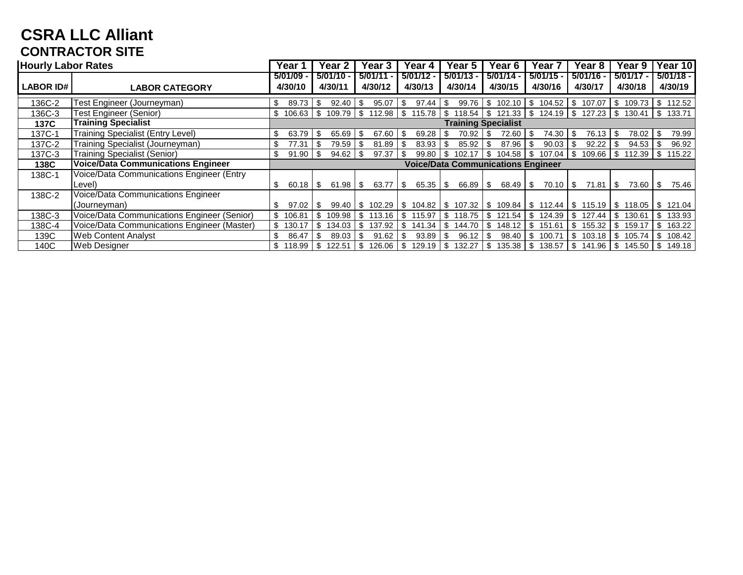# CSRA LLC Alliant

## CONTRACTOR SITE

| Hourly Labor Rates | | Year 1 | Year 2 | Year 3 | Year 4 | Year 5 | Year 6 | Year 7 | Year 8 | Year 9 | Year 10 |
|---|---|---|---|---|---|---|---|---|---|---|---|
| LABOR ID# | LABOR CATEGORY | 5/01/09 - 4/30/10 | 5/01/10 - 4/30/11 | 5/01/11 - 4/30/12 | 5/01/12 - 4/30/13 | 5/01/13 - 4/30/14 | 5/01/14 - 4/30/15 | 5/01/15 - 4/30/16 | 5/01/16 - 4/30/17 | 5/01/17 - 4/30/18 | 5/01/18 - 4/30/19 |
| 136C-2 | Test Engineer (Journeyman) | $ 89.73 | $ 92.40 | $ 95.07 | $ 97.44 | $ 99.76 | $ 102.10 | $ 104.52 | $ 107.07 | $ 109.73 | $ 112.52 |
| 136C-3 | Test Engineer (Senior) | $ 106.63 | $ 109.79 | $ 112.98 | $ 115.78 | $ 118.54 | $ 121.33 | $ 124.19 | $ 127.23 | $ 130.41 | $ 133.71 |
| **137C** | **Training Specialist** | **Training Specialist** | | | | | | | | | |
| 137C-1 | Training Specialist (Entry Level) | $ 63.79 | $ 65.69 | $ 67.60 | $ 69.28 | $ 70.92 | $ 72.60 | $ 74.30 | $ 76.13 | $ 78.02 | $ 79.99 |
| 137C-2 | Training Specialist (Journeyman) | $ 77.31 | $ 79.59 | $ 81.89 | $ 83.93 | $ 85.92 | $ 87.96 | $ 90.03 | $ 92.22 | $ 94.53 | $ 96.92 |
| 137C-3 | Training Specialist (Senior) | $ 91.90 | $ 94.62 | $ 97.37 | $ 99.80 | $ 102.17 | $ 104.58 | $ 107.04 | $ 109.66 | $ 112.39 | $ 115.22 |
| **138C** | **Voice/Data Communications Engineer** | **Voice/Data Communications Engineer** | | | | | | | | | |
| 138C-1 | Voice/Data Communications Engineer (Entry Level) | $ 60.18 | $ 61.98 | $ 63.77 | $ 65.35 | $ 66.89 | $ 68.49 | $ 70.10 | $ 71.81 | $ 73.60 | $ 75.46 |
| 138C-2 | Voice/Data Communications Engineer (Journeyman) | $ 97.02 | $ 99.40 | $ 102.29 | $ 104.82 | $ 107.32 | $ 109.84 | $ 112.44 | $ 115.19 | $ 118.05 | $ 121.04 |
| 138C-3 | Voice/Data Communications Engineer (Senior) | $ 106.81 | $ 109.98 | $ 113.16 | $ 115.97 | $ 118.75 | $ 121.54 | $ 124.39 | $ 127.44 | $ 130.61 | $ 133.93 |
| 138C-4 | Voice/Data Communications Engineer (Master) | $ 130.17 | $ 134.03 | $ 137.92 | $ 141.34 | $ 144.70 | $ 148.12 | $ 151.61 | $ 155.32 | $ 159.17 | $ 163.22 |
| 139C | Web Content Analyst | $ 86.47 | $ 89.03 | $ 91.62 | $ 93.89 | $ 96.12 | $ 98.40 | $ 100.71 | $ 103.18 | $ 105.74 | $ 108.42 |
| 140C | Web Designer | $ 118.99 | $ 122.51 | $ 126.06 | $ 129.19 | $ 132.27 | $ 135.38 | $ 138.57 | $ 141.96 | $ 145.50 | $ 149.18 |